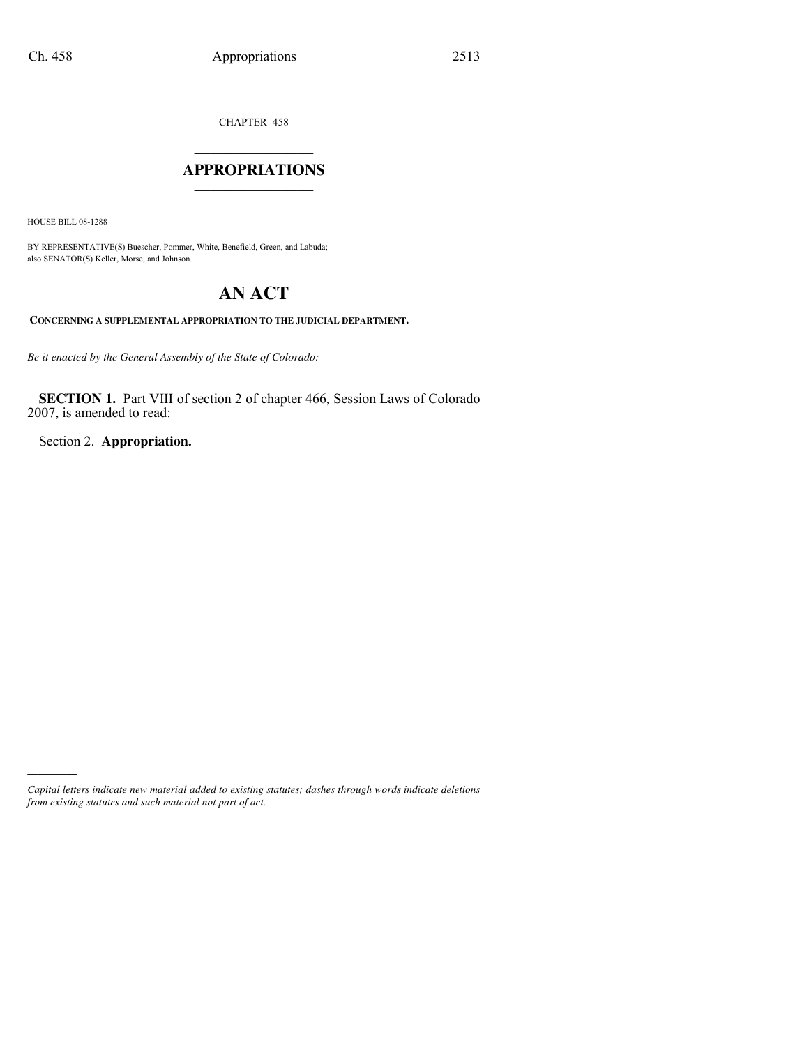CHAPTER 458

# APPROPRIATIONS

HOUSE BILL 08-1288

BY REPRESENTATIVE(S) Buescher, Pommer, White, Benefield, Green, and Labuda;
also SENATOR(S) Keller, Morse, and Johnson.

# AN ACT

**CONCERNING A SUPPLEMENTAL APPROPRIATION TO THE JUDICIAL DEPARTMENT.**

*Be it enacted by the General Assembly of the State of Colorado:*

**SECTION 1.** Part VIII of section 2 of chapter 466, Session Laws of Colorado 2007, is amended to read:

Section 2. **Appropriation.**

*Capital letters indicate new material added to existing statutes; dashes through words indicate deletions from existing statutes and such material not part of act.*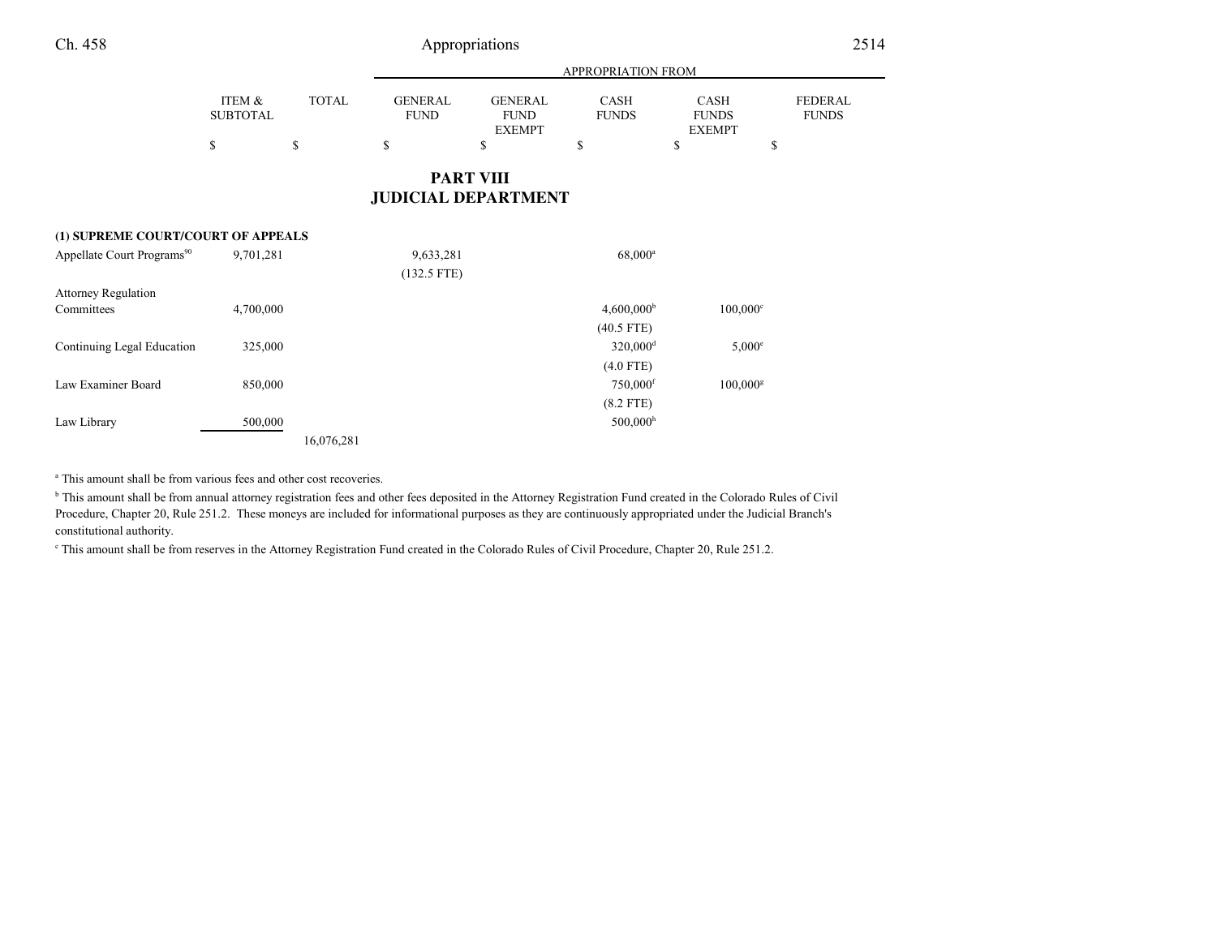## PART VIII
## JUDICIAL DEPARTMENT

| | ITEM & SUBTOTAL | TOTAL | APPROPRIATION FROM GENERAL FUND | GENERAL FUND EXEMPT | CASH FUNDS | CASH FUNDS EXEMPT | FEDERAL FUNDS |
|---|---|---|---|---|---|---|---|
| | $ | $ | $ | $ | $ | $ | $ |
| **(1) SUPREME COURT/COURT OF APPEALS** | | | | | | | |
| Appellate Court Programs[90] | 9,701,281 | | 9,633,281 | | 68,000[a] | | |
| | | | (132.5 FTE) | | | | |
| Attorney Regulation Committees | 4,700,000 | | | | 4,600,000[b] | 100,000[c] | |
| | | | | | (40.5 FTE) | | |
| Continuing Legal Education | 325,000 | | | | 320,000[d] | 5,000[e] | |
| | | | | | (4.0 FTE) | | |
| Law Examiner Board | 850,000 | | | | 750,000[f] | 100,000[g] | |
| | | | | | (8.2 FTE) | | |
| Law Library | 500,000 | | | | 500,000[h] | | |
| | | 16,076,281 | | | | | |

[a] This amount shall be from various fees and other cost recoveries.

[b] This amount shall be from annual attorney registration fees and other fees deposited in the Attorney Registration Fund created in the Colorado Rules of Civil Procedure, Chapter 20, Rule 251.2. These moneys are included for informational purposes as they are continuously appropriated under the Judicial Branch's constitutional authority.

[c] This amount shall be from reserves in the Attorney Registration Fund created in the Colorado Rules of Civil Procedure, Chapter 20, Rule 251.2.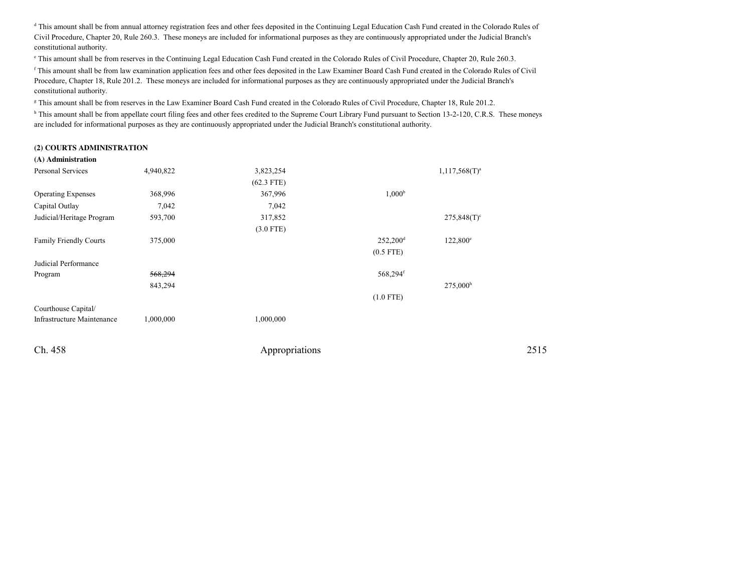[d] This amount shall be from annual attorney registration fees and other fees deposited in the Continuing Legal Education Cash Fund created in the Colorado Rules of Civil Procedure, Chapter 20, Rule 260.3. These moneys are included for informational purposes as they are continuously appropriated under the Judicial Branch's constitutional authority.

[e] This amount shall be from reserves in the Continuing Legal Education Cash Fund created in the Colorado Rules of Civil Procedure, Chapter 20, Rule 260.3.

[f] This amount shall be from law examination application fees and other fees deposited in the Law Examiner Board Cash Fund created in the Colorado Rules of Civil Procedure, Chapter 18, Rule 201.2. These moneys are included for informational purposes as they are continuously appropriated under the Judicial Branch's constitutional authority.

[g] This amount shall be from reserves in the Law Examiner Board Cash Fund created in the Colorado Rules of Civil Procedure, Chapter 18, Rule 201.2.

[h] This amount shall be from appellate court filing fees and other fees credited to the Supreme Court Library Fund pursuant to Section 13-2-120, C.R.S. These moneys are included for informational purposes as they are continuously appropriated under the Judicial Branch's constitutional authority.

**(2) COURTS ADMINISTRATION**

**(A) Administration**

| | | | | |
|---|---|---|---|---|
| Personal Services | 4,940,822 | 3,823,254 | | 1,117,568(T)[a] |
| | | (62.3 FTE) | | |
| Operating Expenses | 368,996 | 367,996 | 1,000[b] | |
| Capital Outlay | 7,042 | 7,042 | | |
| Judicial/Heritage Program | 593,700 | 317,852 | | 275,848(T)[c] |
| | | (3.0 FTE) | | |
| Family Friendly Courts | 375,000 | | 252,200[d] | 122,800[e] |
| | | | (0.5 FTE) | |
| Judicial Performance Program | ~~568,294~~ | | 568,294[f] | |
| | 843,294 | | | 275,000[h] |
| | | | (1.0 FTE) | |
| Courthouse Capital/ Infrastructure Maintenance | 1,000,000 | 1,000,000 | | |

Ch. 458 Appropriations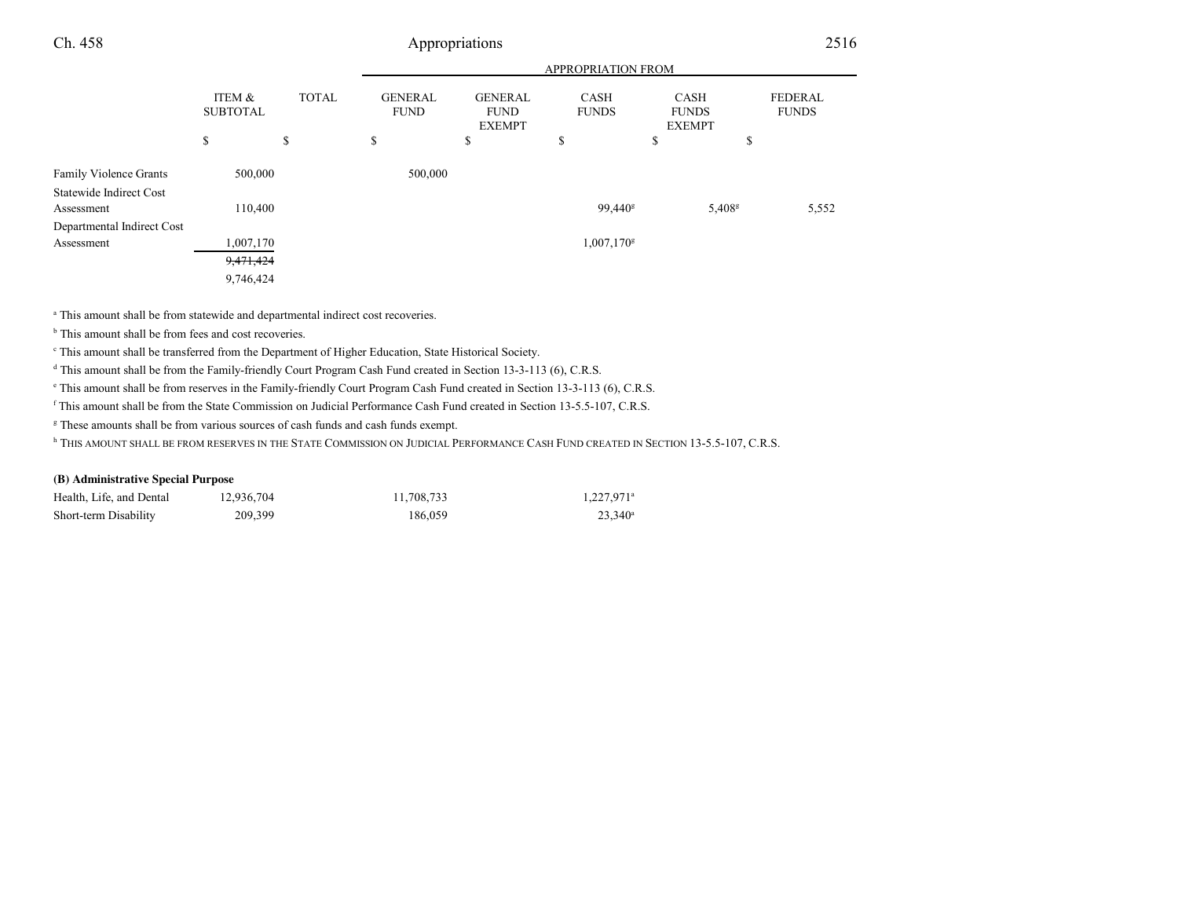| | ITEM & SUBTOTAL | TOTAL | APPROPRIATION FROM GENERAL FUND | GENERAL FUND EXEMPT | CASH FUNDS | CASH FUNDS EXEMPT | FEDERAL FUNDS |
|---|---|---|---|---|---|---|---|
| | $ | $ | $ | $ | $ | $ | $ |
| Family Violence Grants | 500,000 | | 500,000 | | | | |
| Statewide Indirect Cost Assessment | 110,400 | | | | 99,440[g] | 5,408[g] | 5,552 |
| Departmental Indirect Cost Assessment | 1,007,170 | | | | 1,007,170[g] | | |
| | ~~9,471,424~~ | | | | | | |
| | 9,746,424 | | | | | | |

[a] This amount shall be from statewide and departmental indirect cost recoveries.

[b] This amount shall be from fees and cost recoveries.

[c] This amount shall be transferred from the Department of Higher Education, State Historical Society.

[d] This amount shall be from the Family-friendly Court Program Cash Fund created in Section 13-3-113 (6), C.R.S.

[e] This amount shall be from reserves in the Family-friendly Court Program Cash Fund created in Section 13-3-113 (6), C.R.S.

[f] This amount shall be from the State Commission on Judicial Performance Cash Fund created in Section 13-5.5-107, C.R.S.

[g] These amounts shall be from various sources of cash funds and cash funds exempt.

[h] THIS AMOUNT SHALL BE FROM RESERVES IN THE STATE COMMISSION ON JUDICIAL PERFORMANCE CASH FUND CREATED IN SECTION 13-5.5-107, C.R.S.

**(B) Administrative Special Purpose**

| | ITEM & SUBTOTAL | TOTAL | GENERAL FUND | GENERAL FUND EXEMPT | CASH FUNDS | CASH FUNDS EXEMPT | FEDERAL FUNDS |
|---|---|---|---|---|---|---|---|
| Health, Life, and Dental | 12,936,704 | | 11,708,733 | | 1,227,971[a] | | |
| Short-term Disability | 209,399 | | 186,059 | | 23,340[a] | | |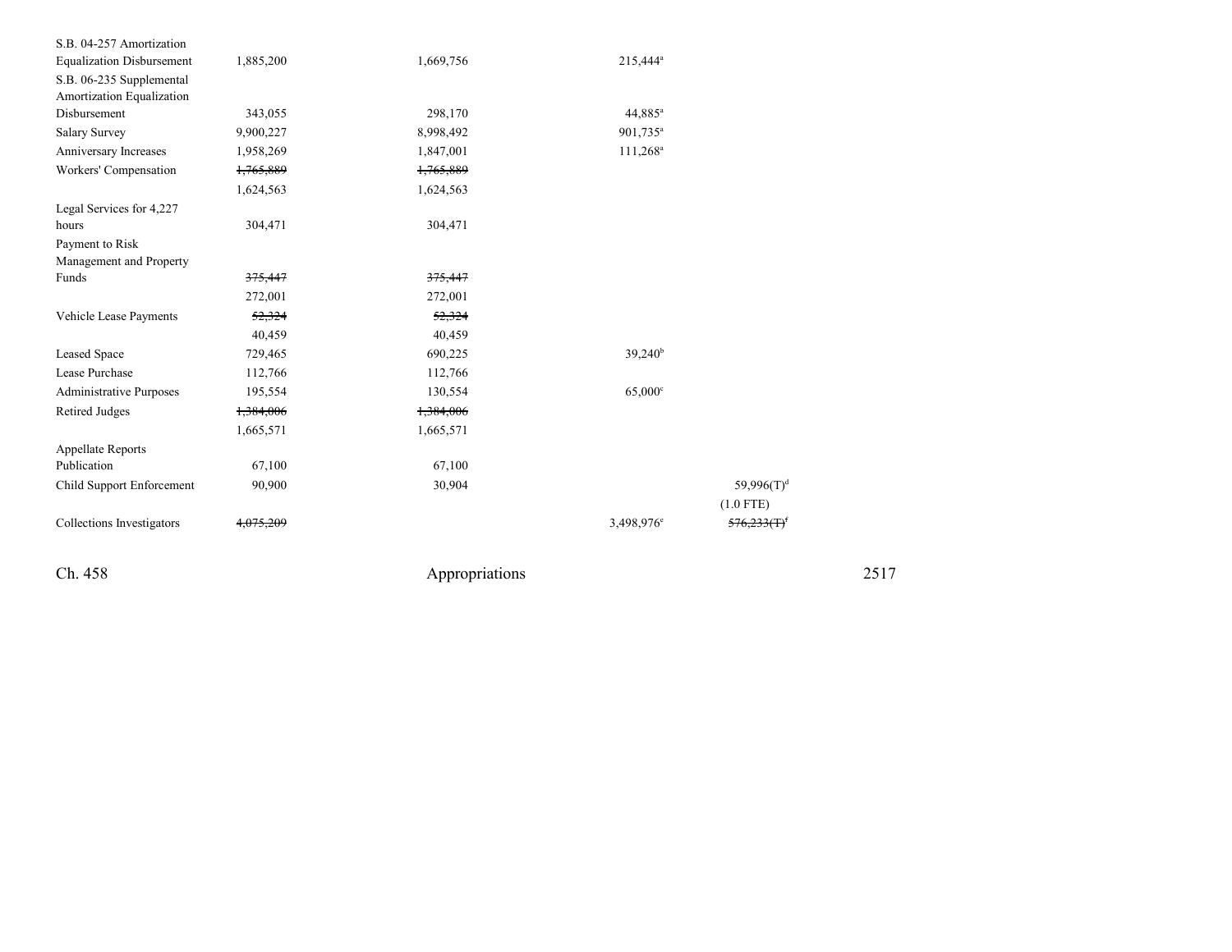| | | | | |
|---|---|---|---|---|
| S.B. 04-257 Amortization Equalization Disbursement | 1,885,200 | 1,669,756 | 215,444[a] | |
| S.B. 06-235 Supplemental Amortization Equalization Disbursement | 343,055 | 298,170 | 44,885[a] | |
| Salary Survey | 9,900,227 | 8,998,492 | 901,735[a] | |
| Anniversary Increases | 1,958,269 | 1,847,001 | 111,268[a] | |
| Workers' Compensation | ~~1,765,889~~ | ~~1,765,889~~ | | |
| | 1,624,563 | 1,624,563 | | |
| Legal Services for 4,227 hours | 304,471 | 304,471 | | |
| Payment to Risk Management and Property Funds | ~~375,447~~ | ~~375,447~~ | | |
| | 272,001 | 272,001 | | |
| Vehicle Lease Payments | ~~52,324~~ | ~~52,324~~ | | |
| | 40,459 | 40,459 | | |
| Leased Space | 729,465 | 690,225 | 39,240[b] | |
| Lease Purchase | 112,766 | 112,766 | | |
| Administrative Purposes | 195,554 | 130,554 | 65,000[c] | |
| Retired Judges | ~~1,384,006~~ | ~~1,384,006~~ | | |
| | 1,665,571 | 1,665,571 | | |
| Appellate Reports Publication | 67,100 | 67,100 | | |
| Child Support Enforcement | 90,900 | 30,904 | | 59,996(T)[d] |
| | | | | (1.0 FTE) |
| Collections Investigators | ~~4,075,209~~ | | 3,498,976[e] | ~~576,233(T)~~[f] |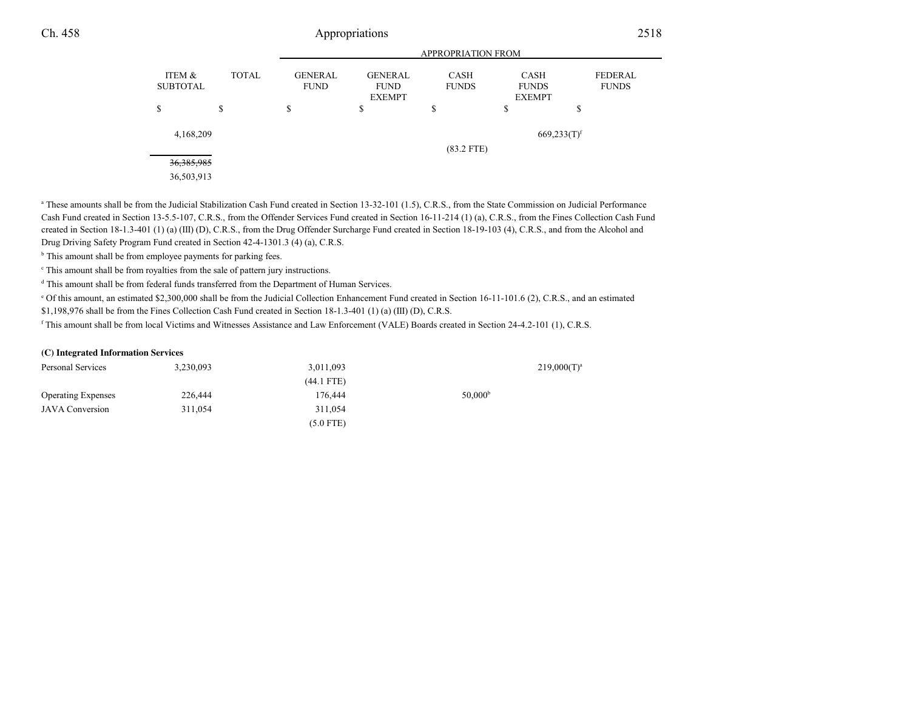| | ITEM & SUBTOTAL | TOTAL | APPROPRIATION FROM GENERAL FUND | GENERAL FUND EXEMPT | CASH FUNDS | CASH FUNDS EXEMPT | FEDERAL FUNDS |
|---|---|---|---|---|---|---|---|
| | $ | $ | $ | $ | $ | $ | $ |
| | 4,168,209 | | | | | 669,233(T)[f] | |
| | | | | | (83.2 FTE) | | |
| | ~~36,385,985~~ | | | | | | |
| | 36,503,913 | | | | | | |

[a] These amounts shall be from the Judicial Stabilization Cash Fund created in Section 13-32-101 (1.5), C.R.S., from the State Commission on Judicial Performance Cash Fund created in Section 13-5.5-107, C.R.S., from the Offender Services Fund created in Section 16-11-214 (1) (a), C.R.S., from the Fines Collection Cash Fund created in Section 18-1.3-401 (1) (a) (III) (D), C.R.S., from the Drug Offender Surcharge Fund created in Section 18-19-103 (4), C.R.S., and from the Alcohol and Drug Driving Safety Program Fund created in Section 42-4-1301.3 (4) (a), C.R.S.

[b] This amount shall be from employee payments for parking fees.

[c] This amount shall be from royalties from the sale of pattern jury instructions.

[d] This amount shall be from federal funds transferred from the Department of Human Services.

[e] Of this amount, an estimated $2,300,000 shall be from the Judicial Collection Enhancement Fund created in Section 16-11-101.6 (2), C.R.S., and an estimated $1,198,976 shall be from the Fines Collection Cash Fund created in Section 18-1.3-401 (1) (a) (III) (D), C.R.S.

[f] This amount shall be from local Victims and Witnesses Assistance and Law Enforcement (VALE) Boards created in Section 24-4.2-101 (1), C.R.S.

**(C) Integrated Information Services**

| | ITEM & SUBTOTAL | TOTAL | GENERAL FUND | GENERAL FUND EXEMPT | CASH FUNDS | CASH FUNDS EXEMPT | FEDERAL FUNDS |
|---|---|---|---|---|---|---|---|
| Personal Services | 3,230,093 | | 3,011,093 | | | 219,000(T)[a] | |
| | | | (44.1 FTE) | | | | |
| Operating Expenses | 226,444 | | 176,444 | | 50,000[b] | | |
| JAVA Conversion | 311,054 | | 311,054 | | | | |
| | | | (5.0 FTE) | | | | |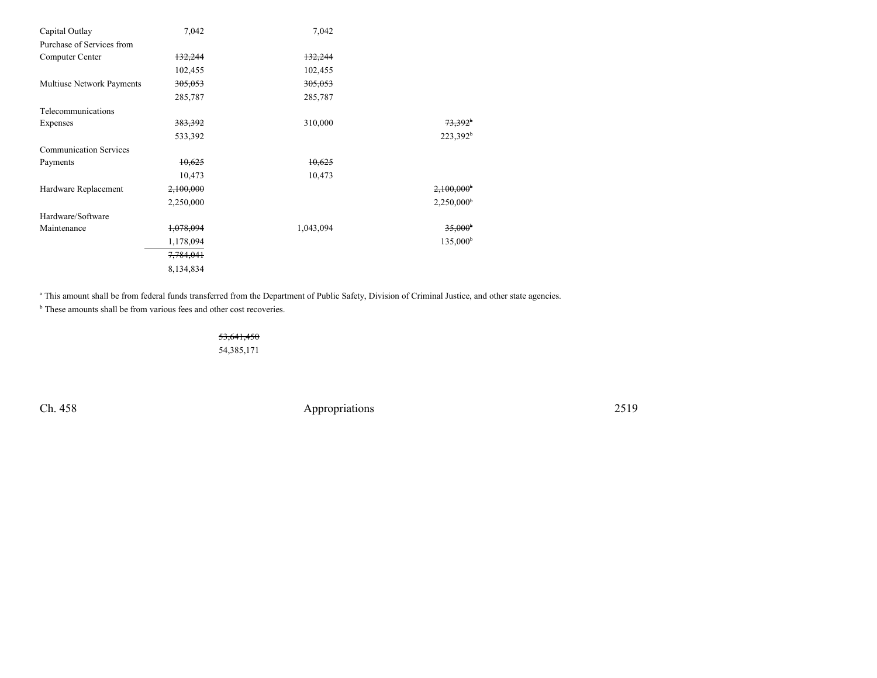| | | | |
|---|---|---|---|
| Capital Outlay | 7,042 | 7,042 | |
| Purchase of Services from Computer Center | ~~132,244~~ | ~~132,244~~ | |
| | 102,455 | 102,455 | |
| Multiuse Network Payments | ~~305,053~~ | ~~305,053~~ | |
| | 285,787 | 285,787 | |
| Telecommunications Expenses | ~~383,392~~ | 310,000 | ~~73,392[a]~~ |
| | 533,392 | | 223,392[b] |
| Communication Services Payments | ~~10,625~~ | ~~10,625~~ | |
| | 10,473 | 10,473 | |
| Hardware Replacement | ~~2,100,000~~ | | ~~2,100,000[a]~~ |
| | 2,250,000 | | 2,250,000[b] |
| Hardware/Software Maintenance | ~~1,078,094~~ | 1,043,094 | ~~35,000[a]~~ |
| | 1,178,094 | | 135,000[b] |
| | ~~7,784,041~~ | | |
| | 8,134,834 | | |

[a] This amount shall be from federal funds transferred from the Department of Public Safety, Division of Criminal Justice, and other state agencies.

[b] These amounts shall be from various fees and other cost recoveries.

~~53,641,450~~

54,385,171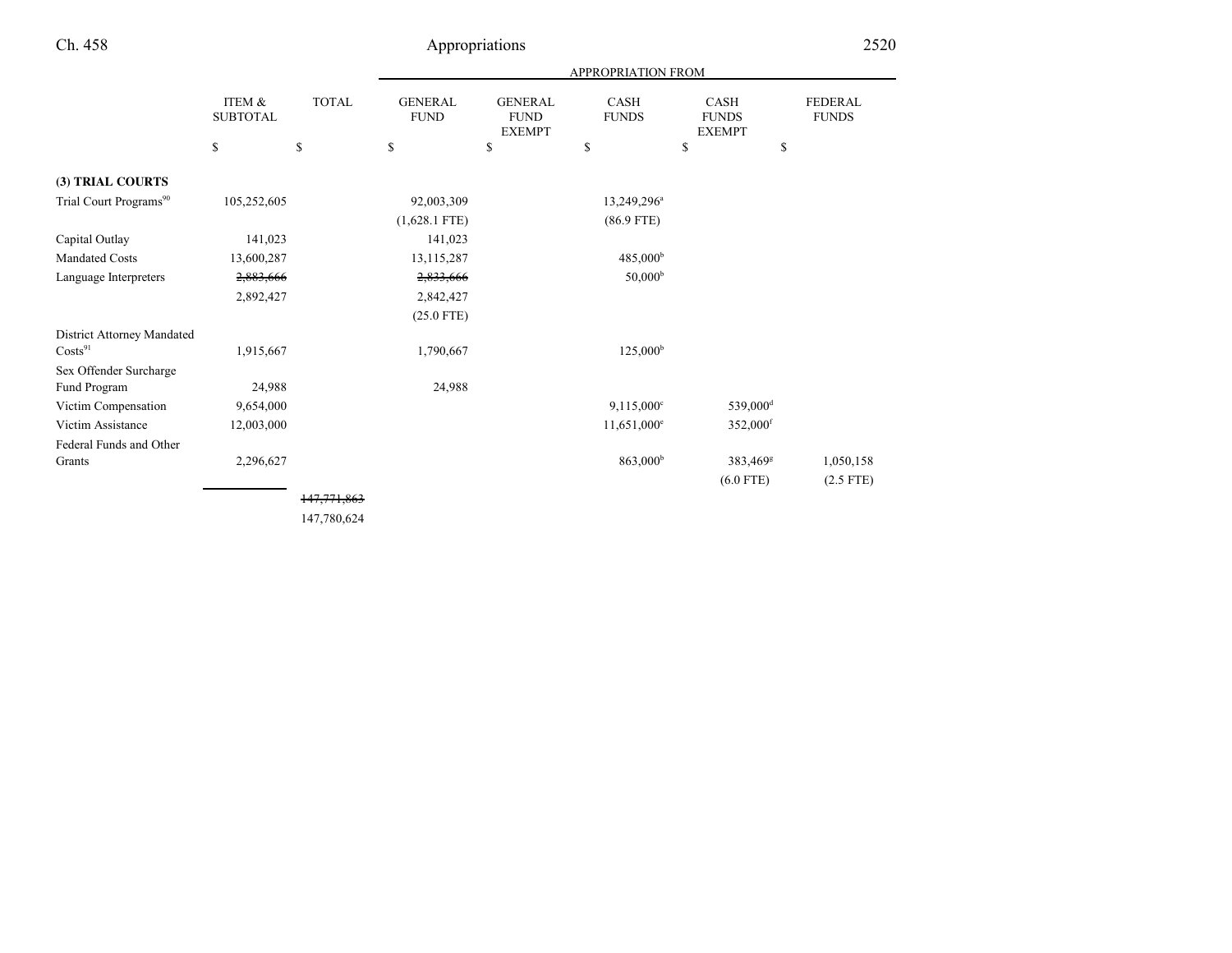| | ITEM & SUBTOTAL | TOTAL | APPROPRIATION FROM GENERAL FUND | GENERAL FUND EXEMPT | CASH FUNDS | CASH FUNDS EXEMPT | FEDERAL FUNDS |
|---|---|---|---|---|---|---|---|
| | $ | $ | $ | $ | $ | $ | $ |
| **(3) TRIAL COURTS** | | | | | | | |
| Trial Court Programs[90] | 105,252,605 | | 92,003,309 | | 13,249,296[a] | | |
| | | | (1,628.1 FTE) | | (86.9 FTE) | | |
| Capital Outlay | 141,023 | | 141,023 | | | | |
| Mandated Costs | 13,600,287 | | 13,115,287 | | 485,000[b] | | |
| Language Interpreters | ~~2,883,666~~ | | ~~2,833,666~~ | | 50,000[b] | | |
| | 2,892,427 | | 2,842,427 | | | | |
| | | | (25.0 FTE) | | | | |
| District Attorney Mandated Costs[91] | 1,915,667 | | 1,790,667 | | 125,000[b] | | |
| Sex Offender Surcharge Fund Program | 24,988 | | 24,988 | | | | |
| Victim Compensation | 9,654,000 | | | | 9,115,000[c] | 539,000[d] | |
| Victim Assistance | 12,003,000 | | | | 11,651,000[e] | 352,000[f] | |
| Federal Funds and Other Grants | 2,296,627 | | | | 863,000[b] | 383,469[g] | 1,050,158 |
| | | | | | | (6.0 FTE) | (2.5 FTE) |
| | | ~~147,771,863~~ | | | | | |
| | | 147,780,624 | | | | | |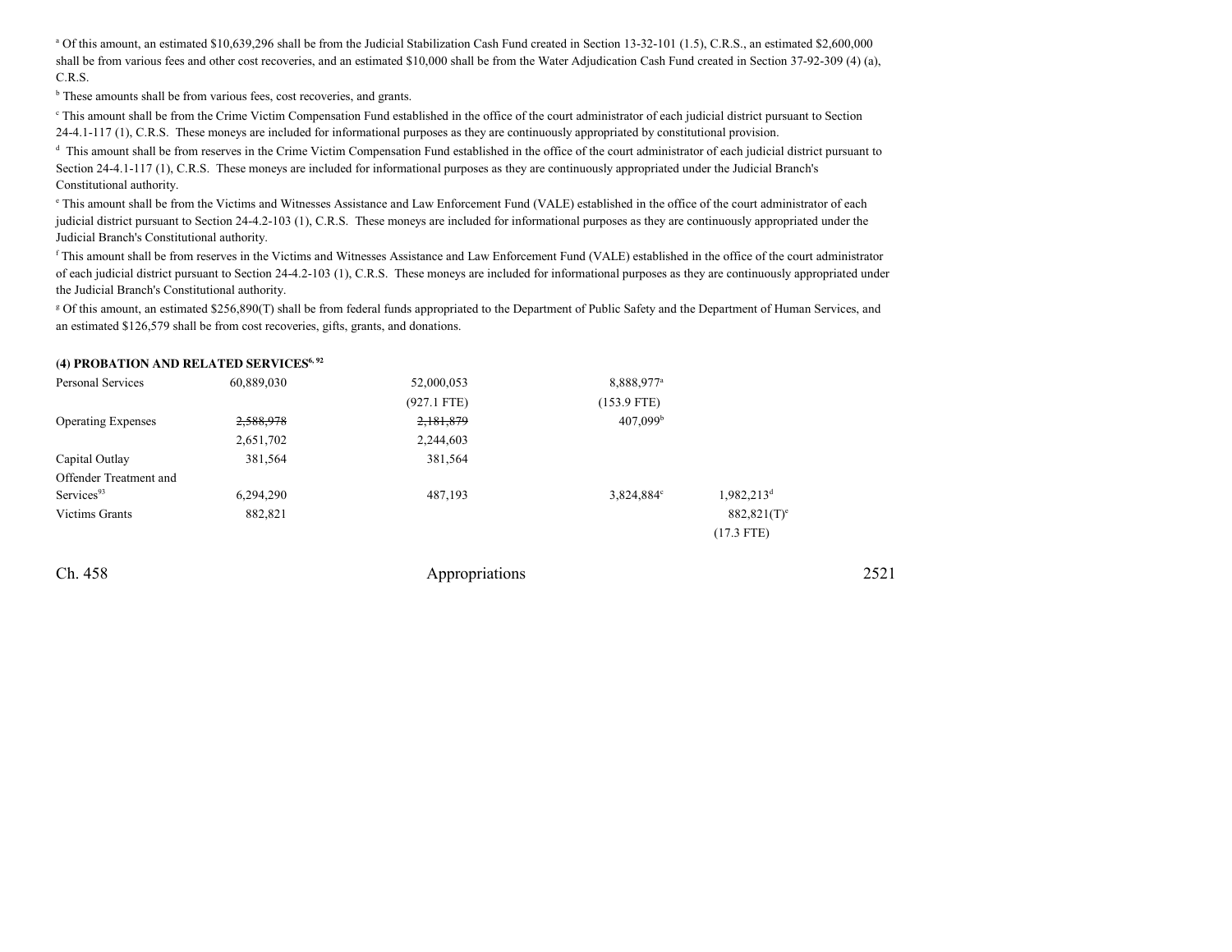[a] Of this amount, an estimated $10,639,296 shall be from the Judicial Stabilization Cash Fund created in Section 13-32-101 (1.5), C.R.S., an estimated $2,600,000 shall be from various fees and other cost recoveries, and an estimated $10,000 shall be from the Water Adjudication Cash Fund created in Section 37-92-309 (4) (a), C.R.S.

[b] These amounts shall be from various fees, cost recoveries, and grants.

[c] This amount shall be from the Crime Victim Compensation Fund established in the office of the court administrator of each judicial district pursuant to Section 24-4.1-117 (1), C.R.S. These moneys are included for informational purposes as they are continuously appropriated by constitutional provision.

[d] This amount shall be from reserves in the Crime Victim Compensation Fund established in the office of the court administrator of each judicial district pursuant to Section 24-4.1-117 (1), C.R.S. These moneys are included for informational purposes as they are continuously appropriated under the Judicial Branch's Constitutional authority.

[e] This amount shall be from the Victims and Witnesses Assistance and Law Enforcement Fund (VALE) established in the office of the court administrator of each judicial district pursuant to Section 24-4.2-103 (1), C.R.S. These moneys are included for informational purposes as they are continuously appropriated under the Judicial Branch's Constitutional authority.

[f] This amount shall be from reserves in the Victims and Witnesses Assistance and Law Enforcement Fund (VALE) established in the office of the court administrator of each judicial district pursuant to Section 24-4.2-103 (1), C.R.S. These moneys are included for informational purposes as they are continuously appropriated under the Judicial Branch's Constitutional authority.

[g] Of this amount, an estimated $256,890(T) shall be from federal funds appropriated to the Department of Public Safety and the Department of Human Services, and an estimated $126,579 shall be from cost recoveries, gifts, grants, and donations.

**(4) PROBATION AND RELATED SERVICES[6, 92]**

| | | | | |
|---|---|---|---|---|
| Personal Services | 60,889,030 | 52,000,053 | 8,888,977[a] | |
| | | (927.1 FTE) | (153.9 FTE) | |
| Operating Expenses | ~~2,588,978~~ | ~~2,181,879~~ | 407,099[b] | |
| | 2,651,702 | 2,244,603 | | |
| Capital Outlay | 381,564 | 381,564 | | |
| Offender Treatment and Services[93] | 6,294,290 | 487,193 | 3,824,884[c] | 1,982,213[d] |
| Victims Grants | 882,821 | | | 882,821(T)[e] |
| | | | | (17.3 FTE) |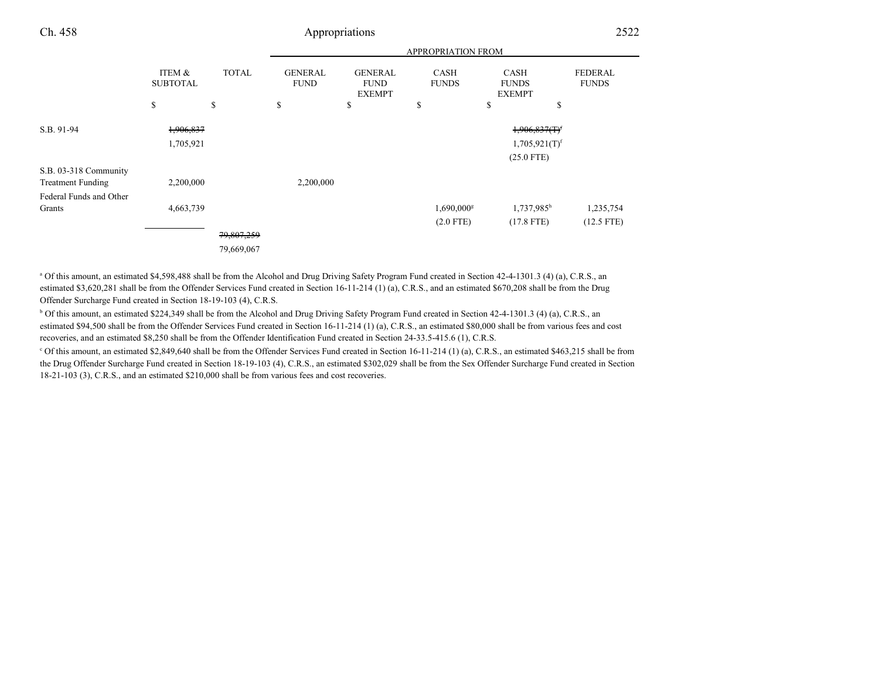| | ITEM & SUBTOTAL | TOTAL | APPROPRIATION FROM GENERAL FUND | GENERAL FUND EXEMPT | CASH FUNDS | CASH FUNDS EXEMPT | FEDERAL FUNDS |
|---|---|---|---|---|---|---|---|
| | $ | $ | $ | $ | $ | $ | $ |
| S.B. 91-94 | ~~1,906,837~~ 1,705,921 | | | | | ~~1,906,837(T)~~[f] 1,705,921(T)[f] (25.0 FTE) | |
| S.B. 03-318 Community Treatment Funding | 2,200,000 | | 2,200,000 | | | | |
| Federal Funds and Other Grants | 4,663,739 | | | | 1,690,000[g] (2.0 FTE) | 1,737,985[h] (17.8 FTE) | 1,235,754 (12.5 FTE) |
| | | ~~79,807,259~~ 79,669,067 | | | | | |

[a] Of this amount, an estimated $4,598,488 shall be from the Alcohol and Drug Driving Safety Program Fund created in Section 42-4-1301.3 (4) (a), C.R.S., an estimated $3,620,281 shall be from the Offender Services Fund created in Section 16-11-214 (1) (a), C.R.S., and an estimated $670,208 shall be from the Drug Offender Surcharge Fund created in Section 18-19-103 (4), C.R.S.

[b] Of this amount, an estimated $224,349 shall be from the Alcohol and Drug Driving Safety Program Fund created in Section 42-4-1301.3 (4) (a), C.R.S., an estimated $94,500 shall be from the Offender Services Fund created in Section 16-11-214 (1) (a), C.R.S., an estimated $80,000 shall be from various fees and cost recoveries, and an estimated $8,250 shall be from the Offender Identification Fund created in Section 24-33.5-415.6 (1), C.R.S.

[c] Of this amount, an estimated $2,849,640 shall be from the Offender Services Fund created in Section 16-11-214 (1) (a), C.R.S., an estimated $463,215 shall be from the Drug Offender Surcharge Fund created in Section 18-19-103 (4), C.R.S., an estimated $302,029 shall be from the Sex Offender Surcharge Fund created in Section 18-21-103 (3), C.R.S., and an estimated $210,000 shall be from various fees and cost recoveries.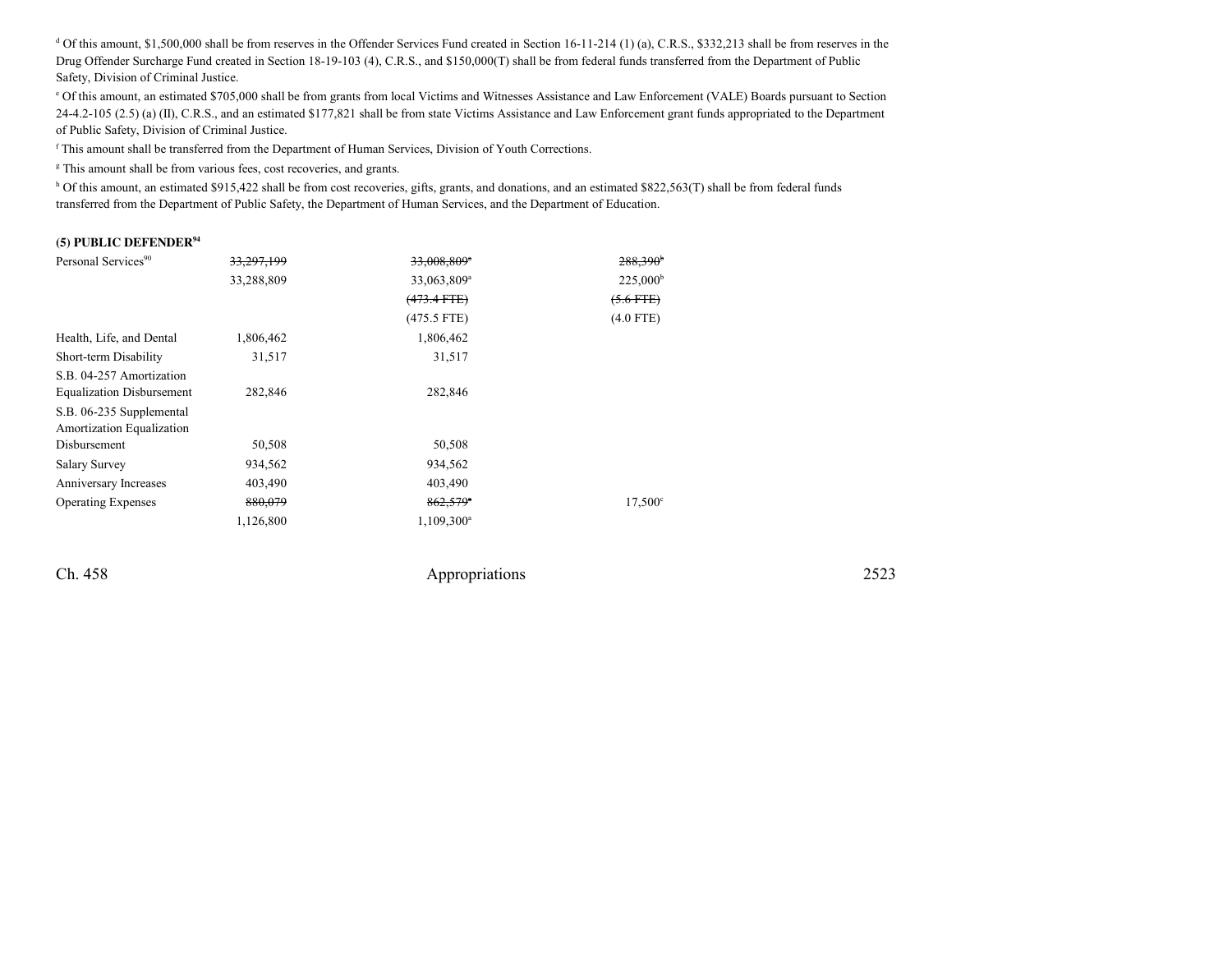[d] Of this amount, $1,500,000 shall be from reserves in the Offender Services Fund created in Section 16-11-214 (1) (a), C.R.S., $332,213 shall be from reserves in the Drug Offender Surcharge Fund created in Section 18-19-103 (4), C.R.S., and $150,000(T) shall be from federal funds transferred from the Department of Public Safety, Division of Criminal Justice.

[e] Of this amount, an estimated $705,000 shall be from grants from local Victims and Witnesses Assistance and Law Enforcement (VALE) Boards pursuant to Section 24-4.2-105 (2.5) (a) (II), C.R.S., and an estimated $177,821 shall be from state Victims Assistance and Law Enforcement grant funds appropriated to the Department of Public Safety, Division of Criminal Justice.

[f] This amount shall be transferred from the Department of Human Services, Division of Youth Corrections.

[g] This amount shall be from various fees, cost recoveries, and grants.

[h] Of this amount, an estimated $915,422 shall be from cost recoveries, gifts, grants, and donations, and an estimated $822,563(T) shall be from federal funds transferred from the Department of Public Safety, the Department of Human Services, and the Department of Education.

**(5) PUBLIC DEFENDER[94]**

| | | | |
|---|---|---|---|
| Personal Services[90] | ~~33,297,199~~ | ~~33,008,809[a]~~ | ~~288,390[b]~~ |
| | 33,288,809 | 33,063,809[a] | 225,000[b] |
| | | ~~(473.4 FTE)~~ | ~~(5.6 FTE)~~ |
| | | (475.5 FTE) | (4.0 FTE) |
| Health, Life, and Dental | 1,806,462 | 1,806,462 | |
| Short-term Disability | 31,517 | 31,517 | |
| S.B. 04-257 Amortization Equalization Disbursement | 282,846 | 282,846 | |
| S.B. 06-235 Supplemental Amortization Equalization Disbursement | 50,508 | 50,508 | |
| Salary Survey | 934,562 | 934,562 | |
| Anniversary Increases | 403,490 | 403,490 | |
| Operating Expenses | ~~880,079~~ | ~~862,579[a]~~ | 17,500[c] |
| | 1,126,800 | 1,109,300[a] | |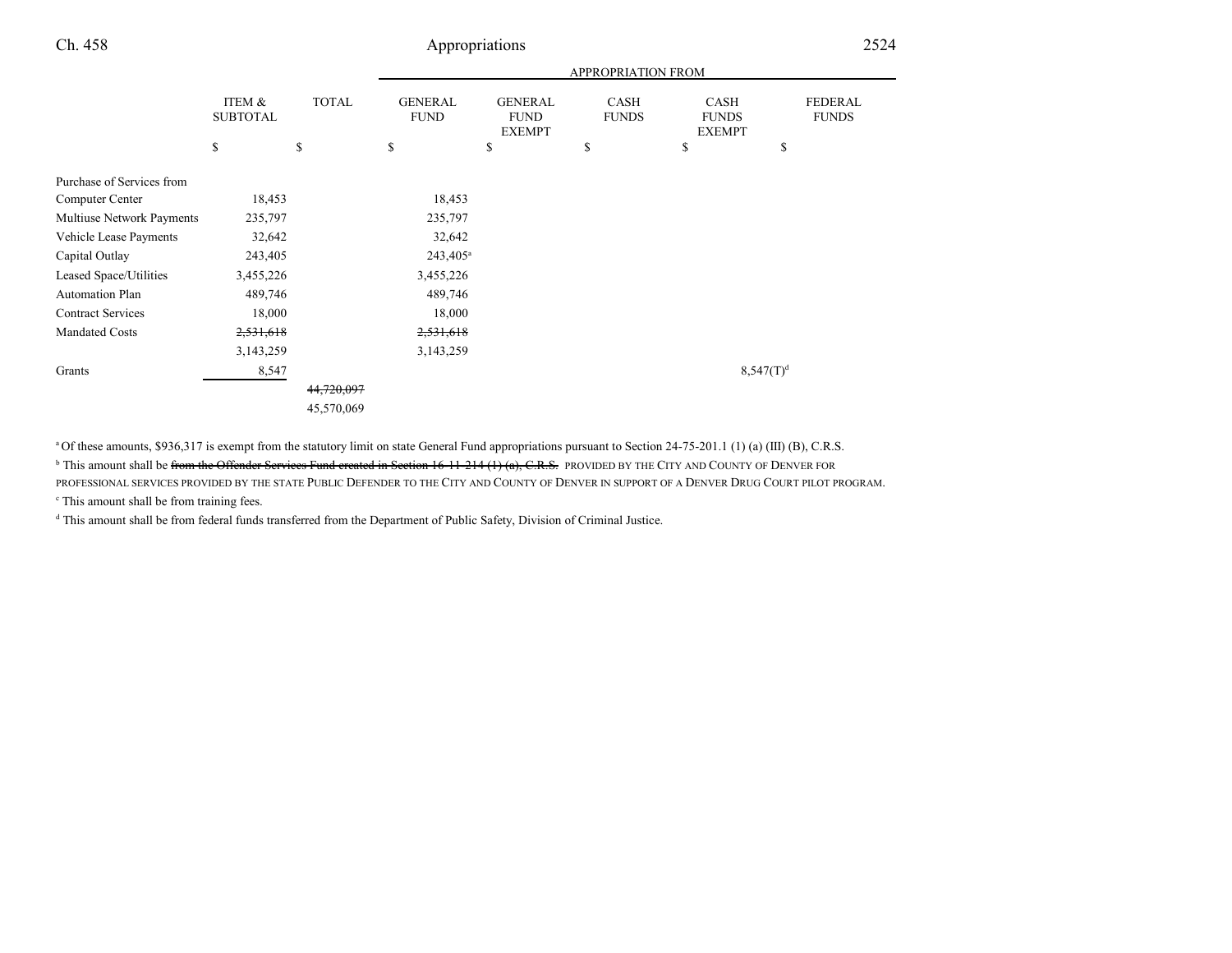| | ITEM & SUBTOTAL | TOTAL | APPROPRIATION FROM GENERAL FUND | GENERAL FUND EXEMPT | CASH FUNDS | CASH FUNDS EXEMPT | FEDERAL FUNDS |
|---|---|---|---|---|---|---|---|
| | $ | $ | $ | $ | $ | $ | $ |
| Purchase of Services from Computer Center | 18,453 | | 18,453 | | | | |
| Multiuse Network Payments | 235,797 | | 235,797 | | | | |
| Vehicle Lease Payments | 32,642 | | 32,642 | | | | |
| Capital Outlay | 243,405 | | 243,405[a] | | | | |
| Leased Space/Utilities | 3,455,226 | | 3,455,226 | | | | |
| Automation Plan | 489,746 | | 489,746 | | | | |
| Contract Services | 18,000 | | 18,000 | | | | |
| Mandated Costs | ~~2,531,618~~ | | ~~2,531,618~~ | | | | |
| | 3,143,259 | | 3,143,259 | | | | |
| Grants | 8,547 | | | | | 8,547(T)[d] | |
| | | ~~44,720,097~~ | | | | | |
| | | 45,570,069 | | | | | |

[a] Of these amounts, $936,317 is exempt from the statutory limit on state General Fund appropriations pursuant to Section 24-75-201.1 (1) (a) (III) (B), C.R.S.

[b] This amount shall be ~~from the Offender Services Fund created in Section 16-11-214 (1) (a), C.R.S.~~ PROVIDED BY THE CITY AND COUNTY OF DENVER FOR PROFESSIONAL SERVICES PROVIDED BY THE STATE PUBLIC DEFENDER TO THE CITY AND COUNTY OF DENVER IN SUPPORT OF A DENVER DRUG COURT PILOT PROGRAM.

[c] This amount shall be from training fees.

[d] This amount shall be from federal funds transferred from the Department of Public Safety, Division of Criminal Justice.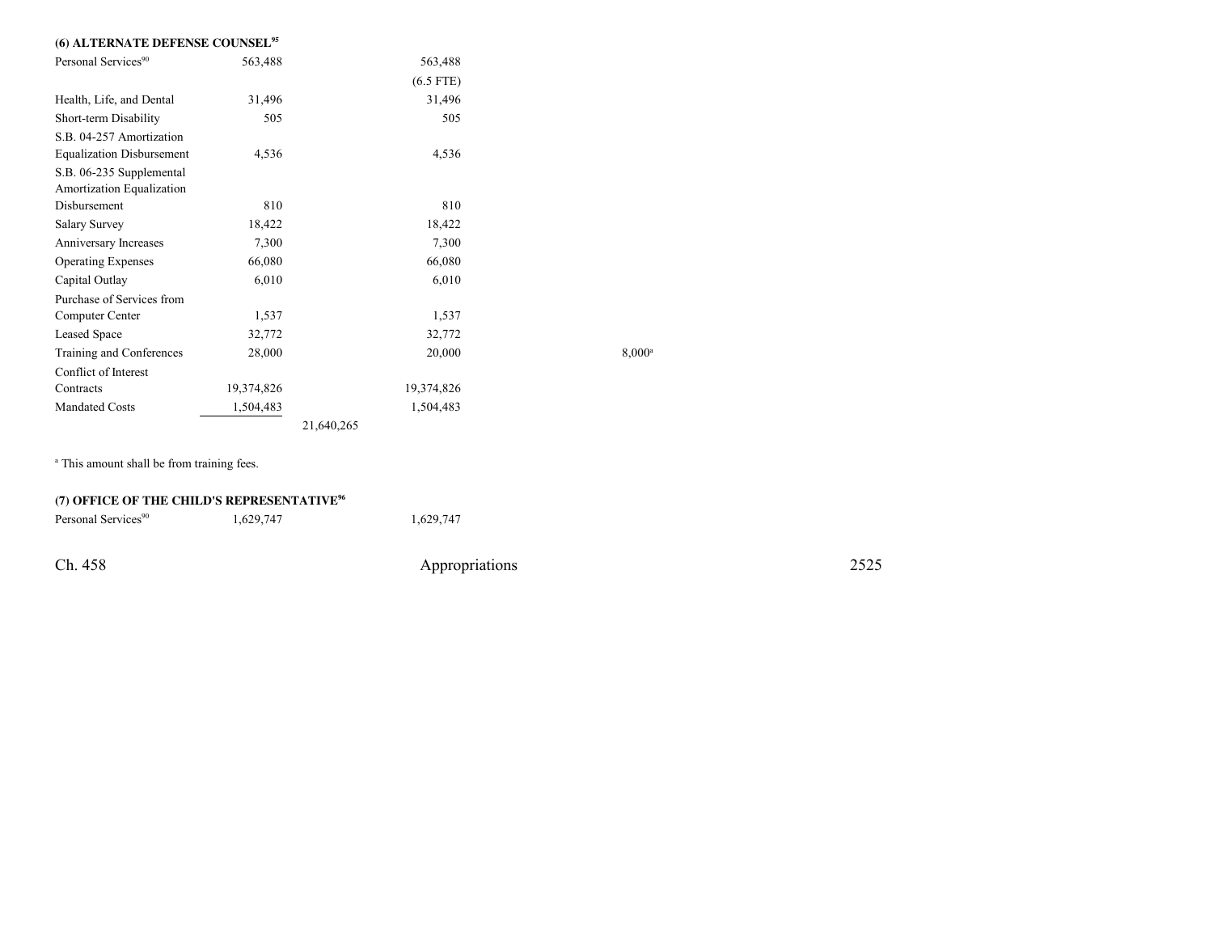**(6) ALTERNATE DEFENSE COUNSEL**[95]

| | | | | | |
|---|---|---|---|---|---|
| Personal Services[90] | 563,488 | | 563,488 | | |
| | | | (6.5 FTE) | | |
| Health, Life, and Dental | 31,496 | | 31,496 | | |
| Short-term Disability | 505 | | 505 | | |
| S.B. 04-257 Amortization Equalization Disbursement | 4,536 | | 4,536 | | |
| S.B. 06-235 Supplemental Amortization Equalization Disbursement | 810 | | 810 | | |
| Salary Survey | 18,422 | | 18,422 | | |
| Anniversary Increases | 7,300 | | 7,300 | | |
| Operating Expenses | 66,080 | | 66,080 | | |
| Capital Outlay | 6,010 | | 6,010 | | |
| Purchase of Services from Computer Center | 1,537 | | 1,537 | | |
| Leased Space | 32,772 | | 32,772 | | |
| Training and Conferences | 28,000 | | 20,000 | | 8,000[a] |
| Conflict of Interest Contracts | 19,374,826 | | 19,374,826 | | |
| Mandated Costs | 1,504,483 | | 1,504,483 | | |
| | | 21,640,265 | | | |

[a] This amount shall be from training fees.

**(7) OFFICE OF THE CHILD'S REPRESENTATIVE**[96]

| | | | |
|---|---|---|---|
| Personal Services[90] | 1,629,747 | | 1,629,747 |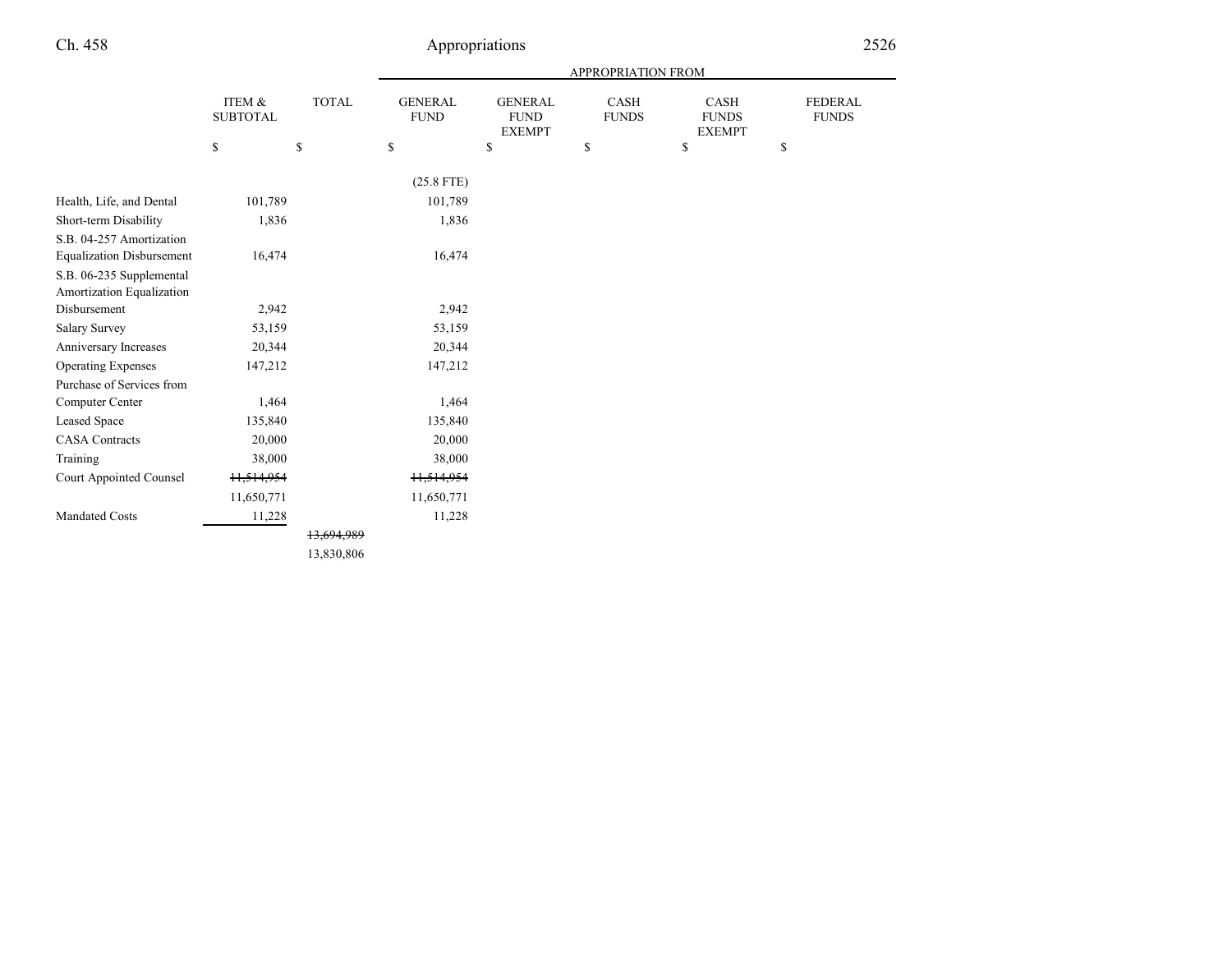| | ITEM & SUBTOTAL | TOTAL | APPROPRIATION FROM GENERAL FUND | GENERAL FUND EXEMPT | CASH FUNDS | CASH FUNDS EXEMPT | FEDERAL FUNDS |
|---|---|---|---|---|---|---|---|
| | $ | $ | $ | $ | $ | $ | $ |
| | | | (25.8 FTE) | | | | |
| Health, Life, and Dental | 101,789 | | 101,789 | | | | |
| Short-term Disability | 1,836 | | 1,836 | | | | |
| S.B. 04-257 Amortization Equalization Disbursement | 16,474 | | 16,474 | | | | |
| S.B. 06-235 Supplemental Amortization Equalization Disbursement | 2,942 | | 2,942 | | | | |
| Salary Survey | 53,159 | | 53,159 | | | | |
| Anniversary Increases | 20,344 | | 20,344 | | | | |
| Operating Expenses | 147,212 | | 147,212 | | | | |
| Purchase of Services from Computer Center | 1,464 | | 1,464 | | | | |
| Leased Space | 135,840 | | 135,840 | | | | |
| CASA Contracts | 20,000 | | 20,000 | | | | |
| Training | 38,000 | | 38,000 | | | | |
| Court Appointed Counsel | ~~11,514,954~~ | | ~~11,514,954~~ | | | | |
| | 11,650,771 | | 11,650,771 | | | | |
| Mandated Costs | 11,228 | | 11,228 | | | | |
| | | ~~13,694,989~~ | | | | | |
| | | 13,830,806 | | | | | |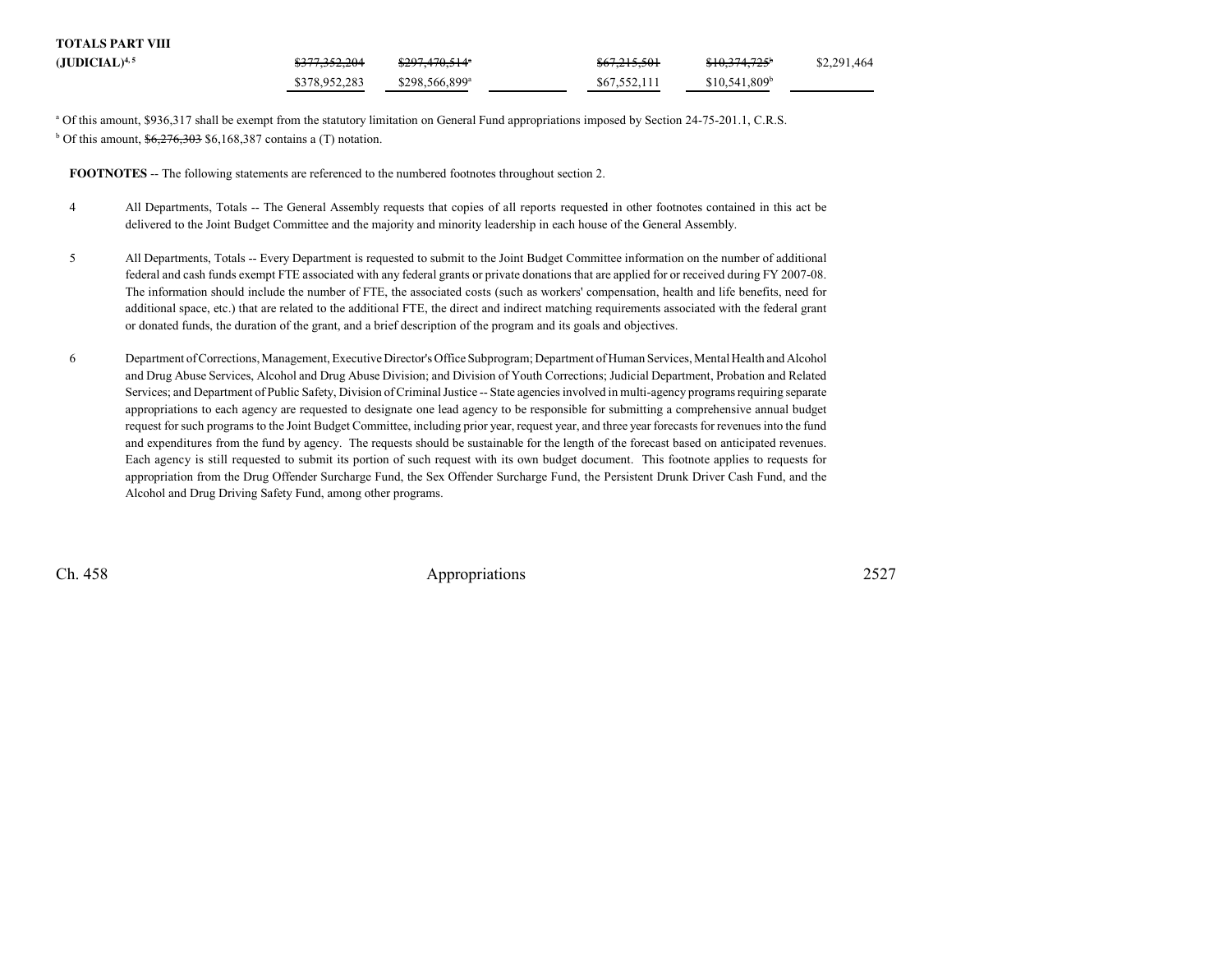| | | | | | | |
|---|---|---|---|---|---|---|
| **TOTALS PART VIII (JUDICIAL)**[4, 5] | ~~$377,352,204~~ | ~~$297,470,514~~[a] | | ~~$67,215,501~~ | ~~$10,374,725~~[b] | $2,291,464 |
| | $378,952,283 | $298,566,899[a] | | $67,552,111 | $10,541,809[b] | |

[a] Of this amount, $936,317 shall be exempt from the statutory limitation on General Fund appropriations imposed by Section 24-75-201.1, C.R.S.

[b] Of this amount, ~~$6,276,303~~ $6,168,387 contains a (T) notation.

**FOOTNOTES** -- The following statements are referenced to the numbered footnotes throughout section 2.

4 All Departments, Totals -- The General Assembly requests that copies of all reports requested in other footnotes contained in this act be delivered to the Joint Budget Committee and the majority and minority leadership in each house of the General Assembly.

5 All Departments, Totals -- Every Department is requested to submit to the Joint Budget Committee information on the number of additional federal and cash funds exempt FTE associated with any federal grants or private donations that are applied for or received during FY 2007-08. The information should include the number of FTE, the associated costs (such as workers' compensation, health and life benefits, need for additional space, etc.) that are related to the additional FTE, the direct and indirect matching requirements associated with the federal grant or donated funds, the duration of the grant, and a brief description of the program and its goals and objectives.

6 Department of Corrections, Management, Executive Director's Office Subprogram; Department of Human Services, Mental Health and Alcohol and Drug Abuse Services, Alcohol and Drug Abuse Division; and Division of Youth Corrections; Judicial Department, Probation and Related Services; and Department of Public Safety, Division of Criminal Justice -- State agencies involved in multi-agency programs requiring separate appropriations to each agency are requested to designate one lead agency to be responsible for submitting a comprehensive annual budget request for such programs to the Joint Budget Committee, including prior year, request year, and three year forecasts for revenues into the fund and expenditures from the fund by agency. The requests should be sustainable for the length of the forecast based on anticipated revenues. Each agency is still requested to submit its portion of such request with its own budget document. This footnote applies to requests for appropriation from the Drug Offender Surcharge Fund, the Sex Offender Surcharge Fund, the Persistent Drunk Driver Cash Fund, and the Alcohol and Drug Driving Safety Fund, among other programs.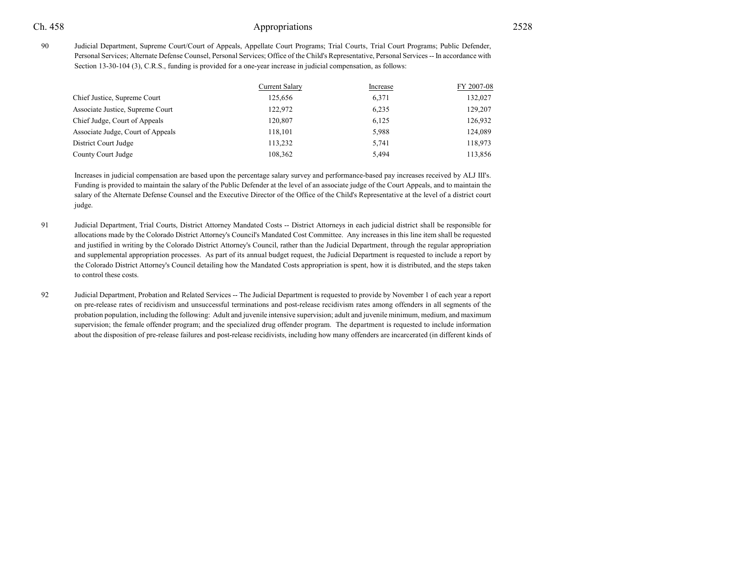90 Judicial Department, Supreme Court/Court of Appeals, Appellate Court Programs; Trial Courts, Trial Court Programs; Public Defender, Personal Services; Alternate Defense Counsel, Personal Services; Office of the Child's Representative, Personal Services -- In accordance with Section 13-30-104 (3), C.R.S., funding is provided for a one-year increase in judicial compensation, as follows:

| | Current Salary | Increase | FY 2007-08 |
|---|---|---|---|
| Chief Justice, Supreme Court | 125,656 | 6,371 | 132,027 |
| Associate Justice, Supreme Court | 122,972 | 6,235 | 129,207 |
| Chief Judge, Court of Appeals | 120,807 | 6,125 | 126,932 |
| Associate Judge, Court of Appeals | 118,101 | 5,988 | 124,089 |
| District Court Judge | 113,232 | 5,741 | 118,973 |
| County Court Judge | 108,362 | 5,494 | 113,856 |

Increases in judicial compensation are based upon the percentage salary survey and performance-based pay increases received by ALJ III's. Funding is provided to maintain the salary of the Public Defender at the level of an associate judge of the Court Appeals, and to maintain the salary of the Alternate Defense Counsel and the Executive Director of the Office of the Child's Representative at the level of a district court judge.

91 Judicial Department, Trial Courts, District Attorney Mandated Costs -- District Attorneys in each judicial district shall be responsible for allocations made by the Colorado District Attorney's Council's Mandated Cost Committee. Any increases in this line item shall be requested and justified in writing by the Colorado District Attorney's Council, rather than the Judicial Department, through the regular appropriation and supplemental appropriation processes. As part of its annual budget request, the Judicial Department is requested to include a report by the Colorado District Attorney's Council detailing how the Mandated Costs appropriation is spent, how it is distributed, and the steps taken to control these costs.

92 Judicial Department, Probation and Related Services -- The Judicial Department is requested to provide by November 1 of each year a report on pre-release rates of recidivism and unsuccessful terminations and post-release recidivism rates among offenders in all segments of the probation population, including the following: Adult and juvenile intensive supervision; adult and juvenile minimum, medium, and maximum supervision; the female offender program; and the specialized drug offender program. The department is requested to include information about the disposition of pre-release failures and post-release recidivists, including how many offenders are incarcerated (in different kinds of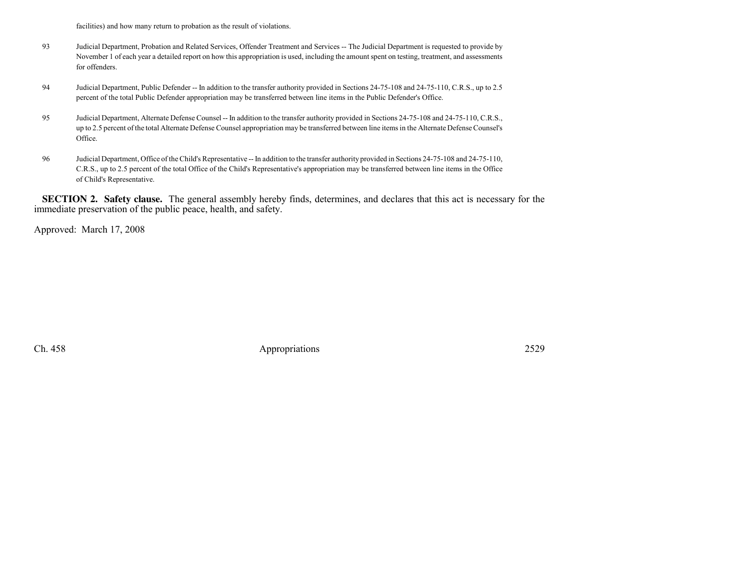facilities) and how many return to probation as the result of violations.

93 Judicial Department, Probation and Related Services, Offender Treatment and Services -- The Judicial Department is requested to provide by November 1 of each year a detailed report on how this appropriation is used, including the amount spent on testing, treatment, and assessments for offenders.

94 Judicial Department, Public Defender -- In addition to the transfer authority provided in Sections 24-75-108 and 24-75-110, C.R.S., up to 2.5 percent of the total Public Defender appropriation may be transferred between line items in the Public Defender's Office.

95 Judicial Department, Alternate Defense Counsel -- In addition to the transfer authority provided in Sections 24-75-108 and 24-75-110, C.R.S., up to 2.5 percent of the total Alternate Defense Counsel appropriation may be transferred between line items in the Alternate Defense Counsel's Office.

96 Judicial Department, Office of the Child's Representative -- In addition to the transfer authority provided in Sections 24-75-108 and 24-75-110, C.R.S., up to 2.5 percent of the total Office of the Child's Representative's appropriation may be transferred between line items in the Office of Child's Representative.

**SECTION 2. Safety clause.** The general assembly hereby finds, determines, and declares that this act is necessary for the immediate preservation of the public peace, health, and safety.

Approved: March 17, 2008